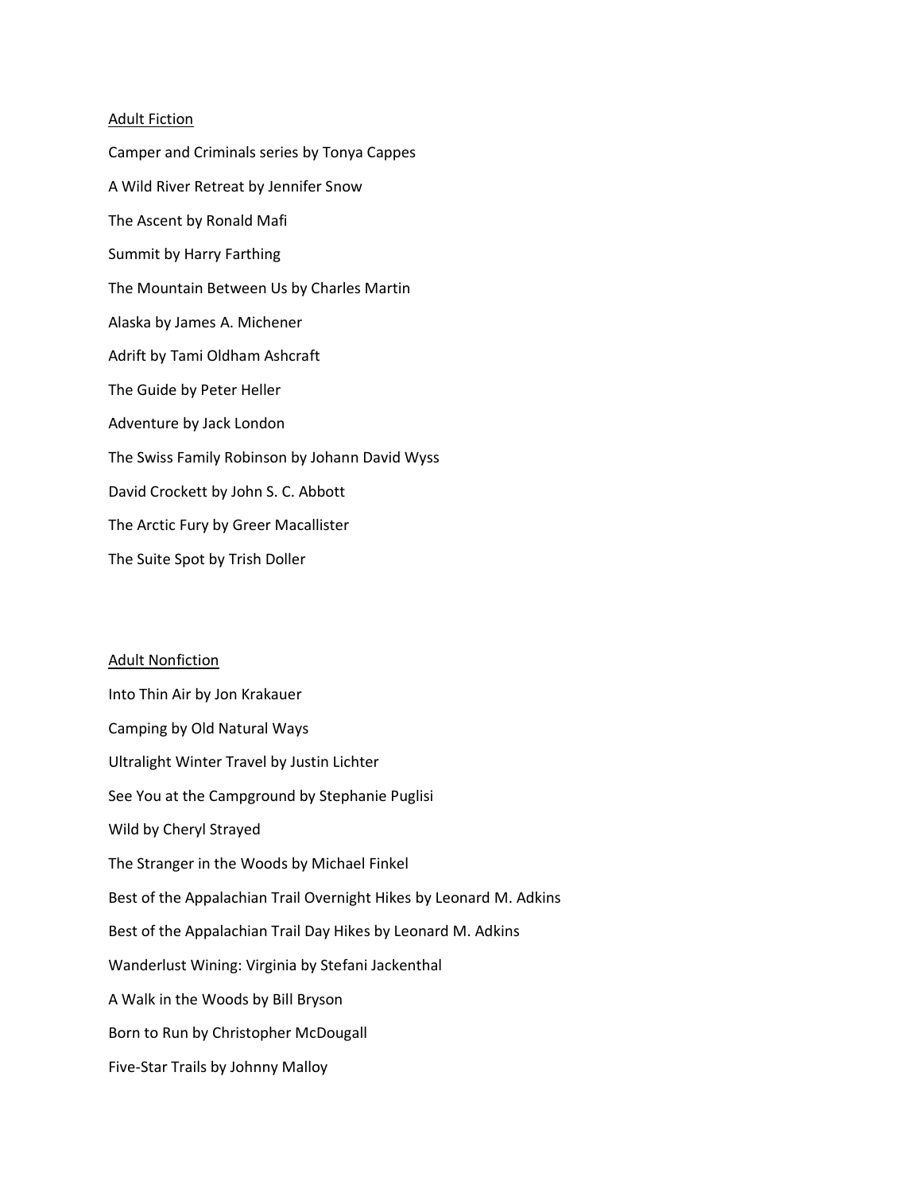<u>Adult Fiction</u>

Camper and Criminals series by Tonya Cappes

A Wild River Retreat by Jennifer Snow

The Ascent by Ronald Mafi

Summit by Harry Farthing

The Mountain Between Us by Charles Martin

Alaska by James A. Michener

Adrift by Tami Oldham Ashcraft

The Guide by Peter Heller

Adventure by Jack London

The Swiss Family Robinson by Johann David Wyss

David Crockett by John S. C. Abbott

The Arctic Fury by Greer Macallister

The Suite Spot by Trish Doller

<u>Adult Nonfiction</u>

Into Thin Air by Jon Krakauer

Camping by Old Natural Ways

Ultralight Winter Travel by Justin Lichter

See You at the Campground by Stephanie Puglisi

Wild by Cheryl Strayed

The Stranger in the Woods by Michael Finkel

Best of the Appalachian Trail Overnight Hikes by Leonard M. Adkins

Best of the Appalachian Trail Day Hikes by Leonard M. Adkins

Wanderlust Wining: Virginia by Stefani Jackenthal

A Walk in the Woods by Bill Bryson

Born to Run by Christopher McDougall

Five-Star Trails by Johnny Malloy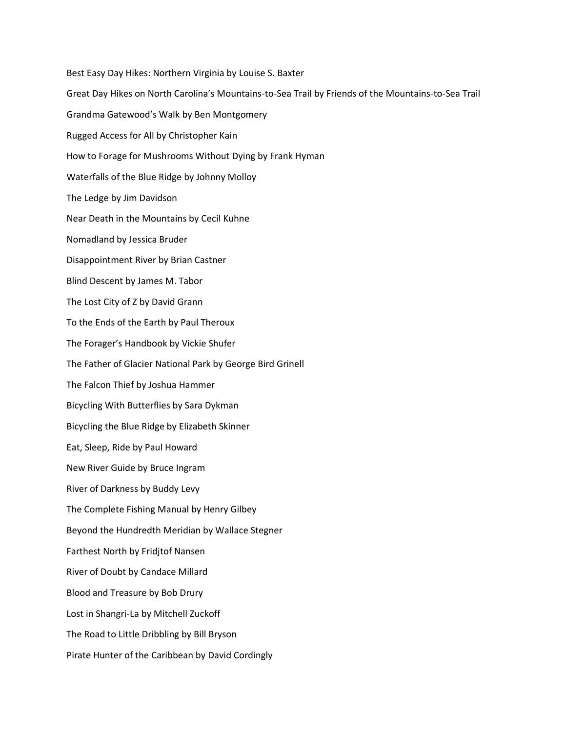Best Easy Day Hikes: Northern Virginia by Louise S. Baxter

Great Day Hikes on North Carolina's Mountains-to-Sea Trail by Friends of the Mountains-to-Sea Trail

Grandma Gatewood's Walk by Ben Montgomery

Rugged Access for All by Christopher Kain

How to Forage for Mushrooms Without Dying by Frank Hyman

Waterfalls of the Blue Ridge by Johnny Molloy

The Ledge by Jim Davidson

Near Death in the Mountains by Cecil Kuhne

Nomadland by Jessica Bruder

Disappointment River by Brian Castner

Blind Descent by James M. Tabor

The Lost City of Z by David Grann

To the Ends of the Earth by Paul Theroux

The Forager's Handbook by Vickie Shufer

The Father of Glacier National Park by George Bird Grinell

The Falcon Thief by Joshua Hammer

Bicycling With Butterflies by Sara Dykman

Bicycling the Blue Ridge by Elizabeth Skinner

Eat, Sleep, Ride by Paul Howard

New River Guide by Bruce Ingram

River of Darkness by Buddy Levy

The Complete Fishing Manual by Henry Gilbey

Beyond the Hundredth Meridian by Wallace Stegner

Farthest North by Fridjtof Nansen

River of Doubt by Candace Millard

Blood and Treasure by Bob Drury

Lost in Shangri-La by Mitchell Zuckoff

The Road to Little Dribbling by Bill Bryson

Pirate Hunter of the Caribbean by David Cordingly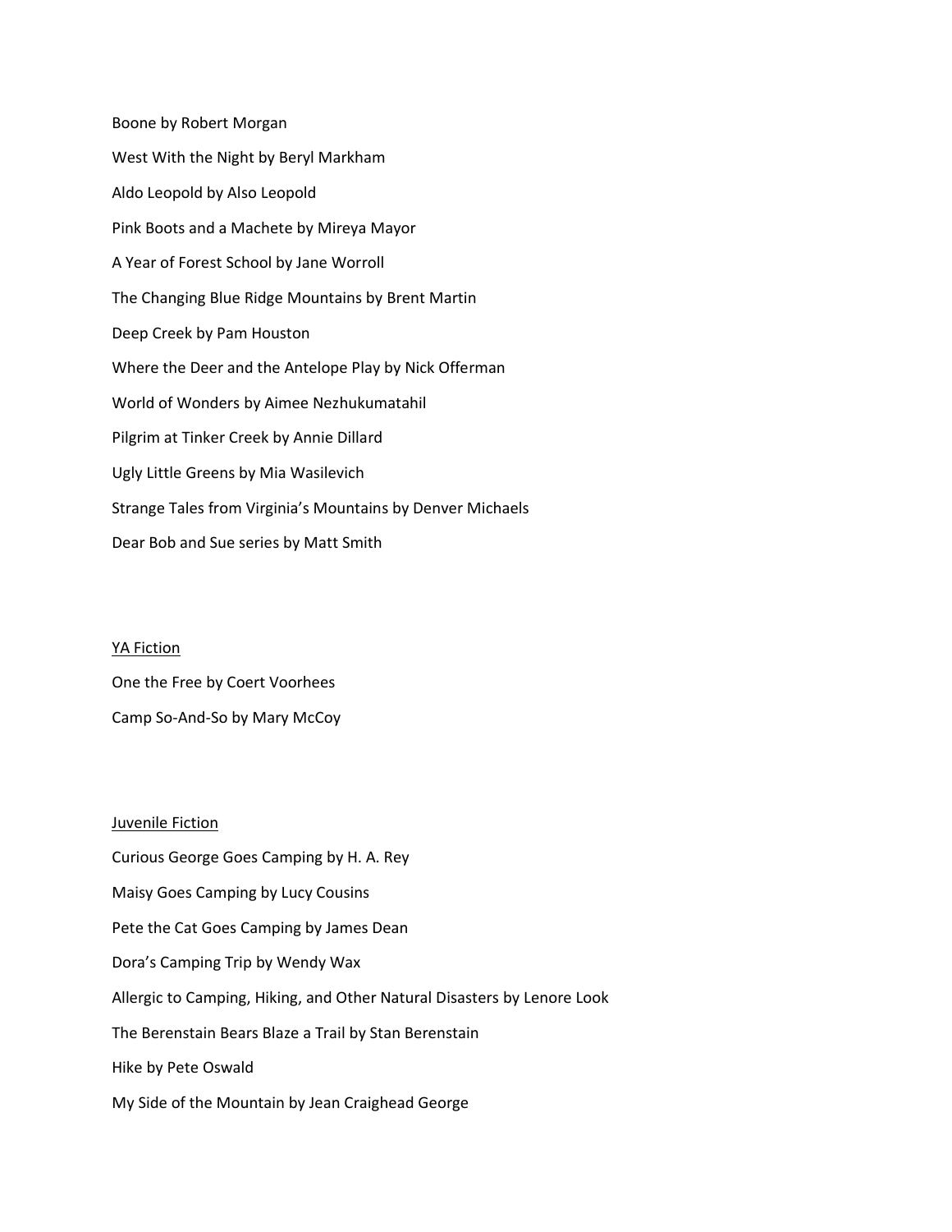Boone by Robert Morgan

West With the Night by Beryl Markham

Aldo Leopold by Also Leopold

Pink Boots and a Machete by Mireya Mayor

A Year of Forest School by Jane Worroll

The Changing Blue Ridge Mountains by Brent Martin

Deep Creek by Pam Houston

Where the Deer and the Antelope Play by Nick Offerman

World of Wonders by Aimee Nezhukumatahil

Pilgrim at Tinker Creek by Annie Dillard

Ugly Little Greens by Mia Wasilevich

Strange Tales from Virginia's Mountains by Denver Michaels

Dear Bob and Sue series by Matt Smith

<u>YA Fiction</u>

One the Free by Coert Voorhees

Camp So-And-So by Mary McCoy

<u>Juvenile Fiction</u>

Curious George Goes Camping by H. A. Rey

Maisy Goes Camping by Lucy Cousins

Pete the Cat Goes Camping by James Dean

Dora's Camping Trip by Wendy Wax

Allergic to Camping, Hiking, and Other Natural Disasters by Lenore Look

The Berenstain Bears Blaze a Trail by Stan Berenstain

Hike by Pete Oswald

My Side of the Mountain by Jean Craighead George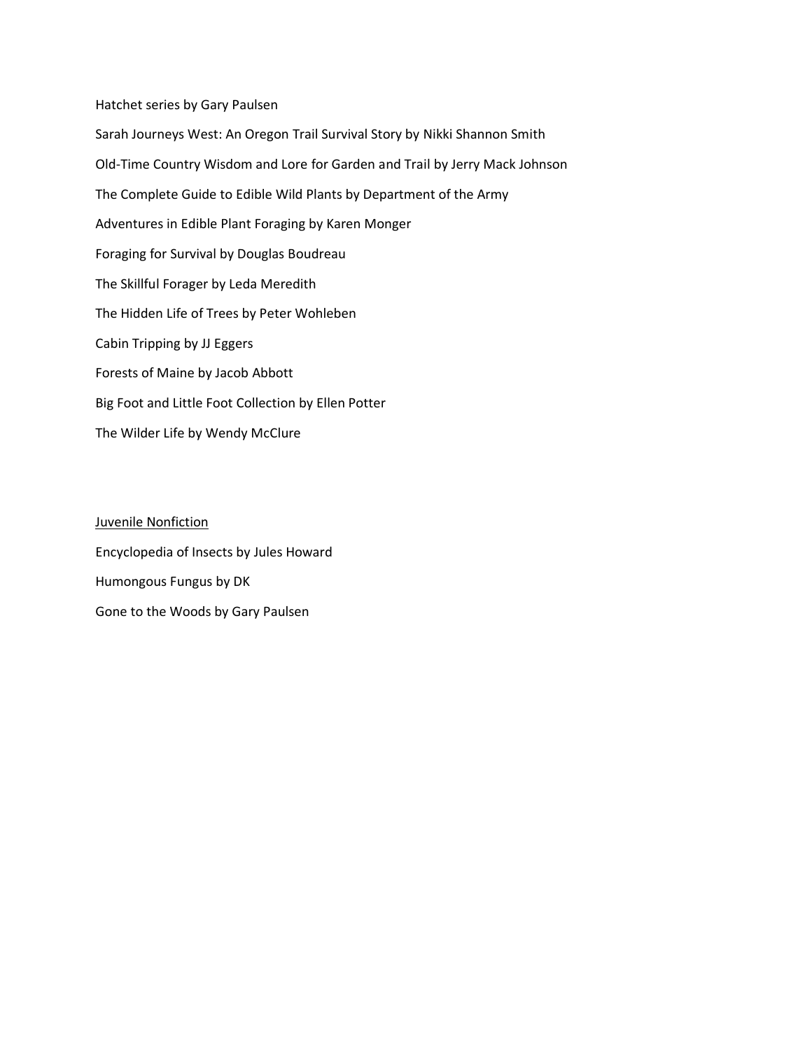Hatchet series by Gary Paulsen

Sarah Journeys West: An Oregon Trail Survival Story by Nikki Shannon Smith

Old-Time Country Wisdom and Lore for Garden and Trail by Jerry Mack Johnson

The Complete Guide to Edible Wild Plants by Department of the Army

Adventures in Edible Plant Foraging by Karen Monger

Foraging for Survival by Douglas Boudreau

The Skillful Forager by Leda Meredith

The Hidden Life of Trees by Peter Wohleben

Cabin Tripping by JJ Eggers

Forests of Maine by Jacob Abbott

Big Foot and Little Foot Collection by Ellen Potter

The Wilder Life by Wendy McClure

<u>Juvenile Nonfiction</u>

Encyclopedia of Insects by Jules Howard

Humongous Fungus by DK

Gone to the Woods by Gary Paulsen